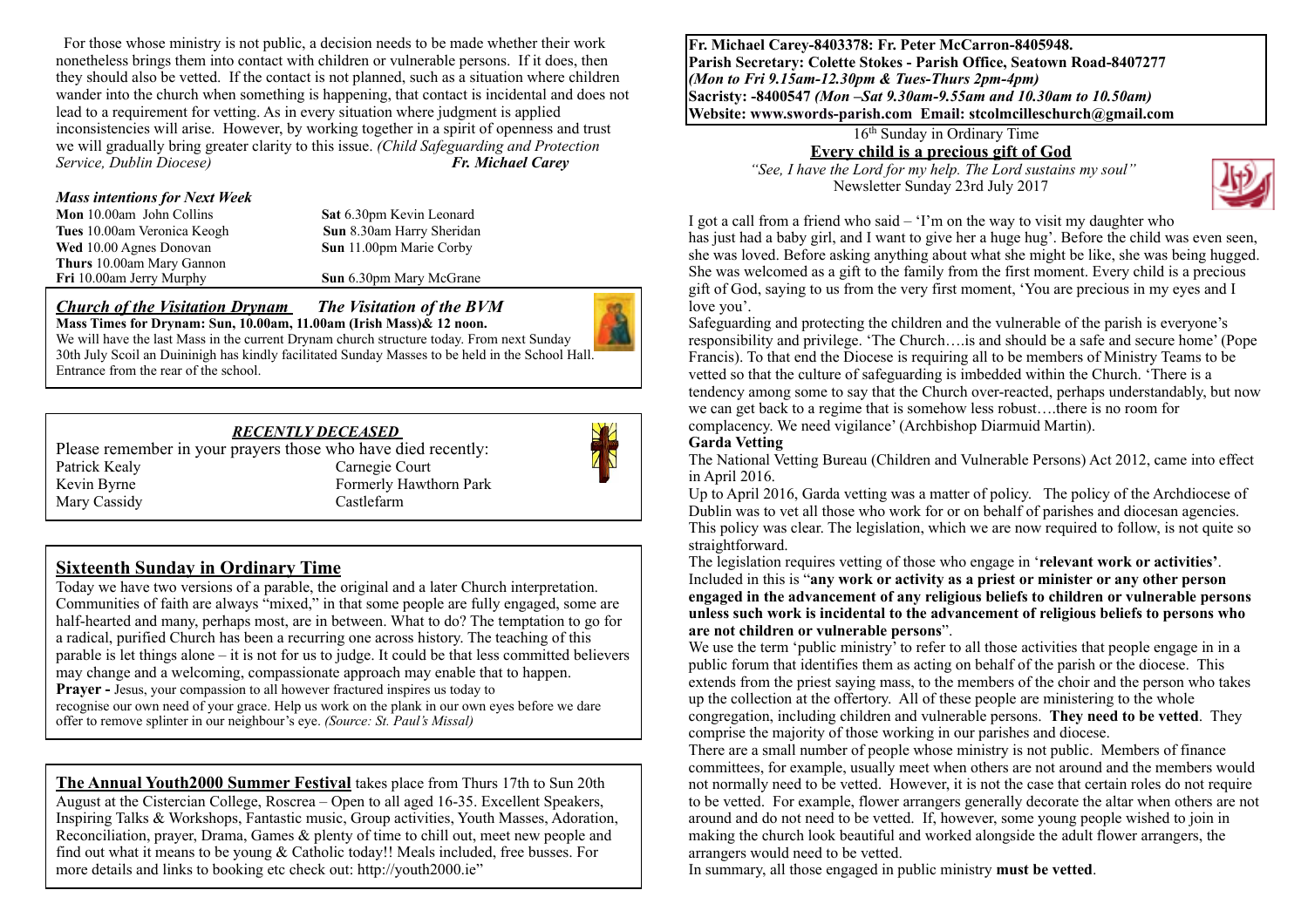For those whose ministry is not public, a decision needs to be made whether their work nonetheless brings them into contact with children or vulnerable persons. If it does, then they should also be vetted. If the contact is not planned, such as a situation where children wander into the church when something is happening, that contact is incidental and does not lead to a requirement for vetting. As in every situation where judgment is applied inconsistencies will arise. However, by working together in a spirit of openness and trust we will gradually bring greater clarity to this issue. *(Child Safeguarding and Protection Service, Dublin Diocese)* ***Fr. Michael Carey***

### *Mass intentions for Next Week*

**Mon** 10.00am John Collins
**Tues** 10.00am Veronica Keogh
**Wed** 10.00 Agnes Donovan
**Thurs** 10.00am Mary Gannon
**Fri** 10.00am Jerry Murphy
**Sat** 6.30pm Kevin Leonard
**Sun** 8.30am Harry Sheridan
**Sun** 11.00pm Marie Corby
**Sun** 6.30pm Mary McGrane

### *Church of the Visitation Drynam* *The Visitation of the BVM*

**Mass Times for Drynam: Sun, 10.00am, 11.00am (Irish Mass)& 12 noon.**
We will have the last Mass in the current Drynam church structure today. From next Sunday 30th July Scoil an Duininigh has kindly facilitated Sunday Masses to be held in the School Hall. Entrance from the rear of the school.

### *RECENTLY DECEASED*

Please remember in your prayers those who have died recently:

| | |
|---|---|
| Patrick Kealy | Carnegie Court |
| Kevin Byrne | Formerly Hawthorn Park |
| Mary Cassidy | Castlefarm |

## Sixteenth Sunday in Ordinary Time

Today we have two versions of a parable, the original and a later Church interpretation. Communities of faith are always "mixed," in that some people are fully engaged, some are half-hearted and many, perhaps most, are in between. What to do? The temptation to go for a radical, purified Church has been a recurring one across history. The teaching of this parable is let things alone – it is not for us to judge. It could be that less committed believers may change and a welcoming, compassionate approach may enable that to happen.
**Prayer -** Jesus, your compassion to all however fractured inspires us today to recognise our own need of your grace. Help us work on the plank in our own eyes before we dare offer to remove splinter in our neighbour's eye. *(Source: St. Paul's Missal)*

**The Annual Youth2000 Summer Festival** takes place from Thurs 17th to Sun 20th August at the Cistercian College, Roscrea – Open to all aged 16-35. Excellent Speakers, Inspiring Talks & Workshops, Fantastic music, Group activities, Youth Masses, Adoration, Reconciliation, prayer, Drama, Games & plenty of time to chill out, meet new people and find out what it means to be young & Catholic today!! Meals included, free busses. For more details and links to booking etc check out: http://youth2000.ie"

**Fr. Michael Carey-8403378: Fr. Peter McCarron-8405948.**
**Parish Secretary: Colette Stokes - Parish Office, Seatown Road-8407277**
***(Mon to Fri 9.15am-12.30pm & Tues-Thurs 2pm-4pm)***
**Sacristy: -8400547** ***(Mon –Sat 9.30am-9.55am and 10.30am to 10.50am)***
**Website: www.swords-parish.com Email: stcolmcilleschurch@gmail.com**

16th Sunday in Ordinary Time

## Every child is a precious gift of God

*"See, I have the Lord for my help. The Lord sustains my soul"*
Newsletter Sunday 23rd July 2017

I got a call from a friend who said – 'I'm on the way to visit my daughter who has just had a baby girl, and I want to give her a huge hug'. Before the child was even seen, she was loved. Before asking anything about what she might be like, she was being hugged. She was welcomed as a gift to the family from the first moment. Every child is a precious gift of God, saying to us from the very first moment, 'You are precious in my eyes and I love you'.

Safeguarding and protecting the children and the vulnerable of the parish is everyone's responsibility and privilege. 'The Church….is and should be a safe and secure home' (Pope Francis). To that end the Diocese is requiring all to be members of Ministry Teams to be vetted so that the culture of safeguarding is imbedded within the Church. 'There is a tendency among some to say that the Church over-reacted, perhaps understandably, but now we can get back to a regime that is somehow less robust….there is no room for complacency. We need vigilance' (Archbishop Diarmuid Martin).

**Garda Vetting**

The National Vetting Bureau (Children and Vulnerable Persons) Act 2012, came into effect in April 2016.

Up to April 2016, Garda vetting was a matter of policy. The policy of the Archdiocese of Dublin was to vet all those who work for or on behalf of parishes and diocesan agencies. This policy was clear. The legislation, which we are now required to follow, is not quite so straightforward.

The legislation requires vetting of those who engage in '**relevant work or activities**'. Included in this is "**any work or activity as a priest or minister or any other person engaged in the advancement of any religious beliefs to children or vulnerable persons unless such work is incidental to the advancement of religious beliefs to persons who are not children or vulnerable persons**".

We use the term 'public ministry' to refer to all those activities that people engage in in a public forum that identifies them as acting on behalf of the parish or the diocese. This extends from the priest saying mass, to the members of the choir and the person who takes up the collection at the offertory. All of these people are ministering to the whole congregation, including children and vulnerable persons. **They need to be vetted**. They comprise the majority of those working in our parishes and diocese.

There are a small number of people whose ministry is not public. Members of finance committees, for example, usually meet when others are not around and the members would not normally need to be vetted. However, it is not the case that certain roles do not require to be vetted. For example, flower arrangers generally decorate the altar when others are not around and do not need to be vetted. If, however, some young people wished to join in making the church look beautiful and worked alongside the adult flower arrangers, the arrangers would need to be vetted.

In summary, all those engaged in public ministry **must be vetted**.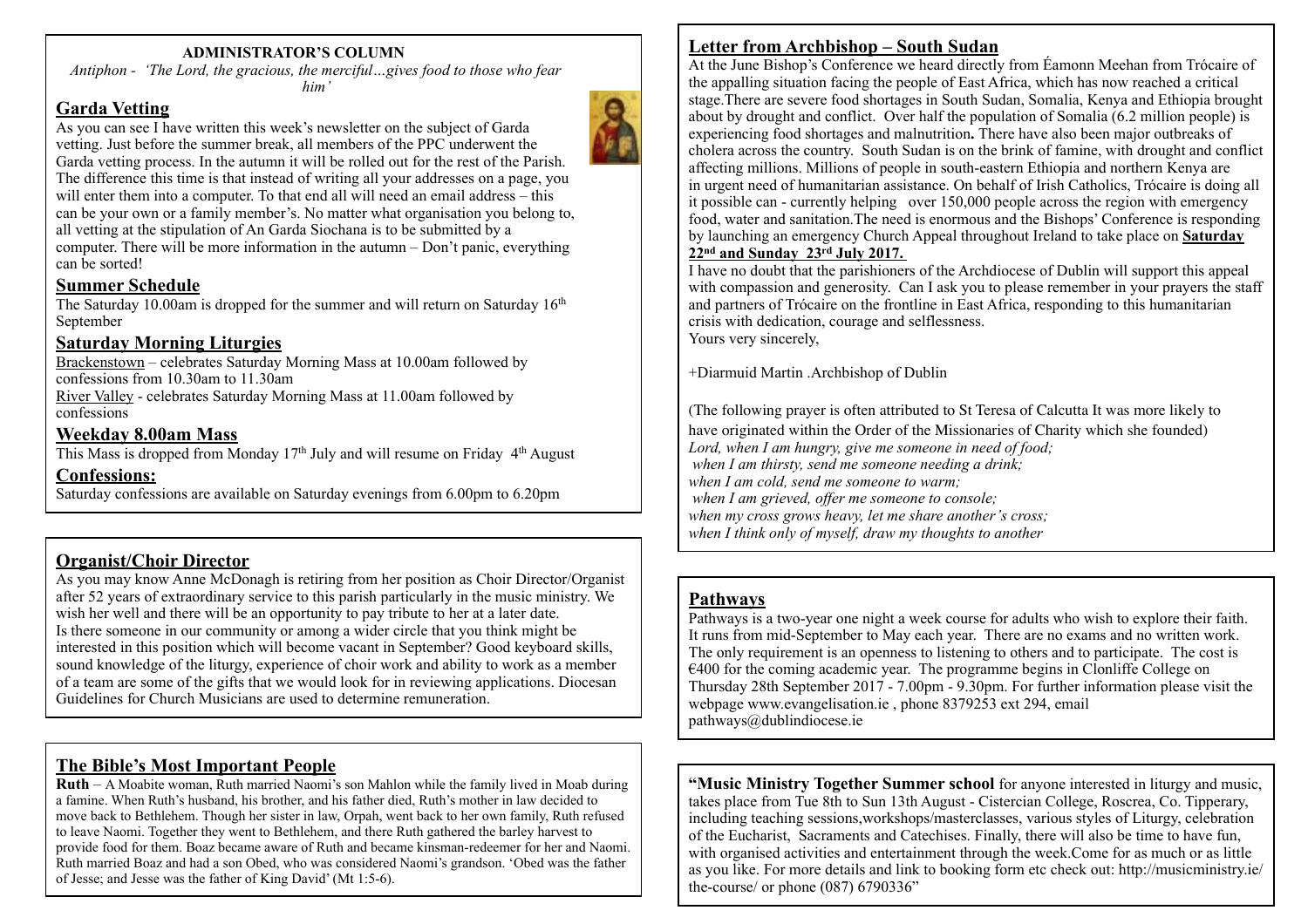**ADMINISTRATOR'S COLUMN**

*Antiphon - 'The Lord, the gracious, the merciful…gives food to those who fear him'*

## Garda Vetting

As you can see I have written this week's newsletter on the subject of Garda vetting. Just before the summer break, all members of the PPC underwent the Garda vetting process. In the autumn it will be rolled out for the rest of the Parish. The difference this time is that instead of writing all your addresses on a page, you will enter them into a computer. To that end all will need an email address – this can be your own or a family member's. No matter what organisation you belong to, all vetting at the stipulation of An Garda Siochana is to be submitted by a computer. There will be more information in the autumn – Don't panic, everything can be sorted!

## Summer Schedule

The Saturday 10.00am is dropped for the summer and will return on Saturday 16th September

## Saturday Morning Liturgies

Brackenstown – celebrates Saturday Morning Mass at 10.00am followed by confessions from 10.30am to 11.30am

River Valley - celebrates Saturday Morning Mass at 11.00am followed by confessions

## Weekday 8.00am Mass

This Mass is dropped from Monday 17th July and will resume on Friday 4th August

## Confessions:

Saturday confessions are available on Saturday evenings from 6.00pm to 6.20pm

## Organist/Choir Director

As you may know Anne McDonagh is retiring from her position as Choir Director/Organist after 52 years of extraordinary service to this parish particularly in the music ministry. We wish her well and there will be an opportunity to pay tribute to her at a later date. Is there someone in our community or among a wider circle that you think might be interested in this position which will become vacant in September? Good keyboard skills, sound knowledge of the liturgy, experience of choir work and ability to work as a member of a team are some of the gifts that we would look for in reviewing applications. Diocesan Guidelines for Church Musicians are used to determine remuneration.

## The Bible's Most Important People

**Ruth** – A Moabite woman, Ruth married Naomi's son Mahlon while the family lived in Moab during a famine. When Ruth's husband, his brother, and his father died, Ruth's mother in law decided to move back to Bethlehem. Though her sister in law, Orpah, went back to her own family, Ruth refused to leave Naomi. Together they went to Bethlehem, and there Ruth gathered the barley harvest to provide food for them. Boaz became aware of Ruth and became kinsman-redeemer for her and Naomi. Ruth married Boaz and had a son Obed, who was considered Naomi's grandson. 'Obed was the father of Jesse; and Jesse was the father of King David' (Mt 1:5-6).

## Letter from Archbishop – South Sudan

At the June Bishop's Conference we heard directly from Éamonn Meehan from Trócaire of the appalling situation facing the people of East Africa, which has now reached a critical stage.There are severe food shortages in South Sudan, Somalia, Kenya and Ethiopia brought about by drought and conflict. Over half the population of Somalia (6.2 million people) is experiencing food shortages and malnutrition**.** There have also been major outbreaks of cholera across the country. South Sudan is on the brink of famine, with drought and conflict affecting millions. Millions of people in south-eastern Ethiopia and northern Kenya are in urgent need of humanitarian assistance. On behalf of Irish Catholics, Trócaire is doing all it possible can - currently helping over 150,000 people across the region with emergency food, water and sanitation.The need is enormous and the Bishops' Conference is responding by launching an emergency Church Appeal throughout Ireland to take place on **Saturday 22nd and Sunday 23rd July 2017.**

I have no doubt that the parishioners of the Archdiocese of Dublin will support this appeal with compassion and generosity. Can I ask you to please remember in your prayers the staff and partners of Trócaire on the frontline in East Africa, responding to this humanitarian crisis with dedication, courage and selflessness.

Yours very sincerely,

+Diarmuid Martin .Archbishop of Dublin

(The following prayer is often attributed to St Teresa of Calcutta It was more likely to have originated within the Order of the Missionaries of Charity which she founded)

*Lord, when I am hungry, give me someone in need of food;*
*when I am thirsty, send me someone needing a drink;*
*when I am cold, send me someone to warm;*
*when I am grieved, offer me someone to console;*
*when my cross grows heavy, let me share another's cross;*
*when I think only of myself, draw my thoughts to another*

## Pathways

Pathways is a two-year one night a week course for adults who wish to explore their faith. It runs from mid-September to May each year. There are no exams and no written work. The only requirement is an openness to listening to others and to participate. The cost is €400 for the coming academic year. The programme begins in Clonliffe College on Thursday 28th September 2017 - 7.00pm - 9.30pm. For further information please visit the webpage www.evangelisation.ie , phone 8379253 ext 294, email pathways@dublindiocese.ie

**"Music Ministry Together Summer school** for anyone interested in liturgy and music, takes place from Tue 8th to Sun 13th August - Cistercian College, Roscrea, Co. Tipperary, including teaching sessions,workshops/masterclasses, various styles of Liturgy, celebration of the Eucharist, Sacraments and Catechises. Finally, there will also be time to have fun, with organised activities and entertainment through the week.Come for as much or as little as you like. For more details and link to booking form etc check out: http://musicministry.ie/the-course/ or phone (087) 6790336"